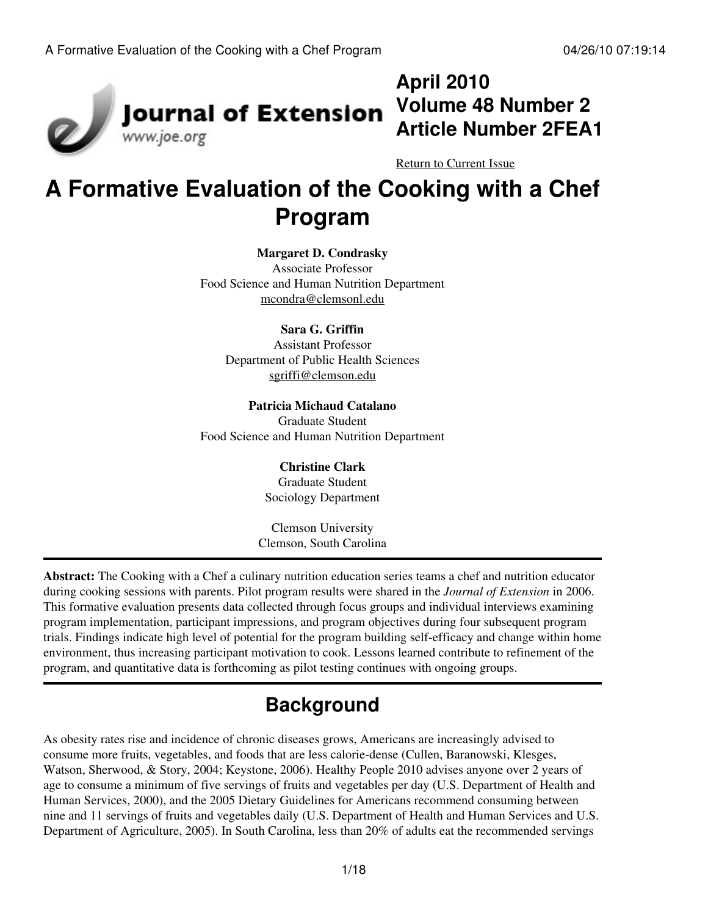**April 2010**
**Volume 48 Number 2**
**Article Number 2FEA1**

Return to Current Issue

# A Formative Evaluation of the Cooking with a Chef Program

**Margaret D. Condrasky**
Associate Professor
Food Science and Human Nutrition Department
mcondra@clemsonl.edu

**Sara G. Griffin**
Assistant Professor
Department of Public Health Sciences
sgriffi@clemson.edu

**Patricia Michaud Catalano**
Graduate Student
Food Science and Human Nutrition Department

**Christine Clark**
Graduate Student
Sociology Department

Clemson University
Clemson, South Carolina

---

**Abstract:** The Cooking with a Chef a culinary nutrition education series teams a chef and nutrition educator during cooking sessions with parents. Pilot program results were shared in the *Journal of Extension* in 2006. This formative evaluation presents data collected through focus groups and individual interviews examining program implementation, participant impressions, and program objectives during four subsequent program trials. Findings indicate high level of potential for the program building self-efficacy and change within home environment, thus increasing participant motivation to cook. Lessons learned contribute to refinement of the program, and quantitative data is forthcoming as pilot testing continues with ongoing groups.

---

## Background

As obesity rates rise and incidence of chronic diseases grows, Americans are increasingly advised to consume more fruits, vegetables, and foods that are less calorie-dense (Cullen, Baranowski, Klesges, Watson, Sherwood, & Story, 2004; Keystone, 2006). Healthy People 2010 advises anyone over 2 years of age to consume a minimum of five servings of fruits and vegetables per day (U.S. Department of Health and Human Services, 2000), and the 2005 Dietary Guidelines for Americans recommend consuming between nine and 11 servings of fruits and vegetables daily (U.S. Department of Health and Human Services and U.S. Department of Agriculture, 2005). In South Carolina, less than 20% of adults eat the recommended servings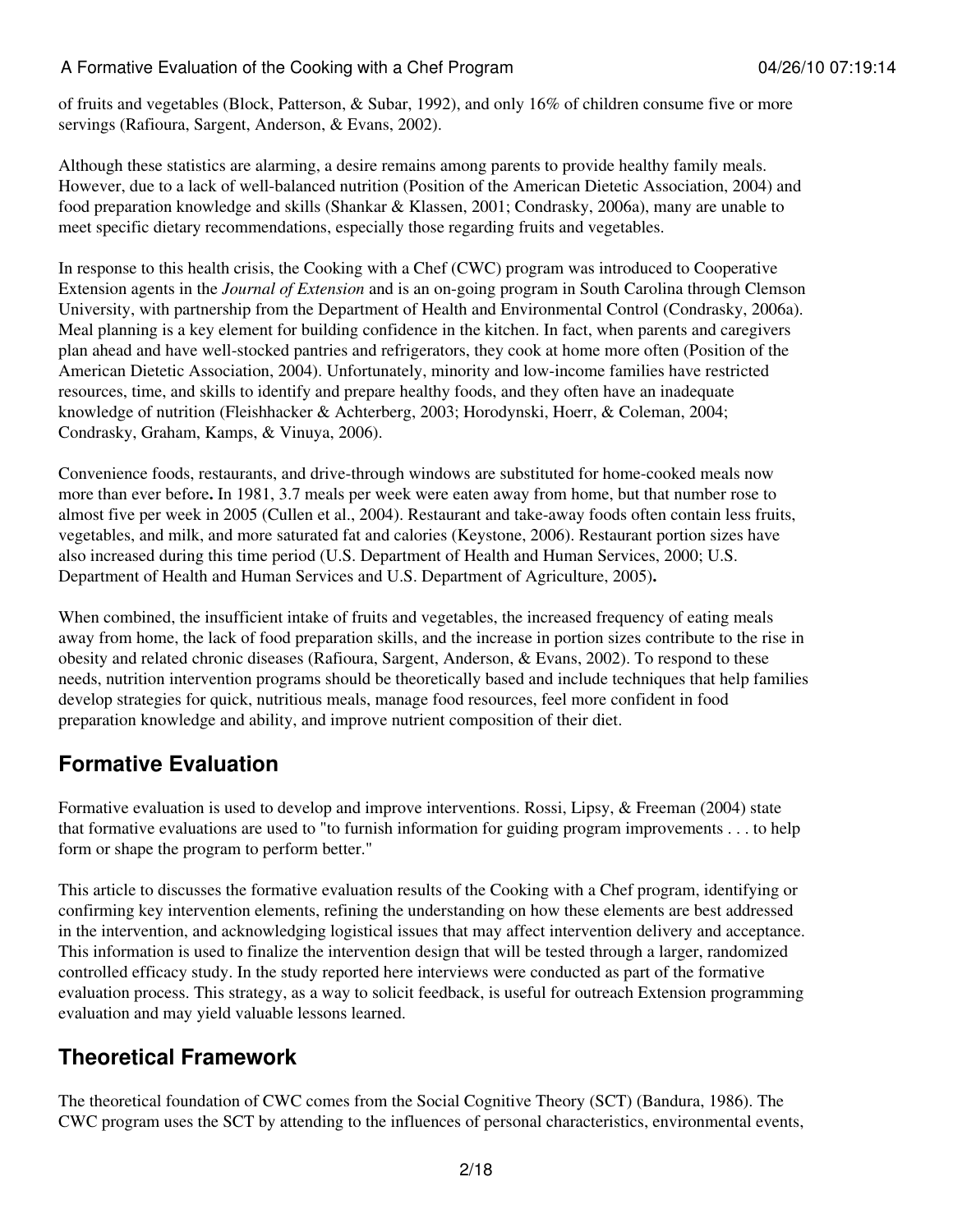of fruits and vegetables (Block, Patterson, & Subar, 1992), and only 16% of children consume five or more servings (Rafioura, Sargent, Anderson, & Evans, 2002).

Although these statistics are alarming, a desire remains among parents to provide healthy family meals. However, due to a lack of well-balanced nutrition (Position of the American Dietetic Association, 2004) and food preparation knowledge and skills (Shankar & Klassen, 2001; Condrasky, 2006a), many are unable to meet specific dietary recommendations, especially those regarding fruits and vegetables.

In response to this health crisis, the Cooking with a Chef (CWC) program was introduced to Cooperative Extension agents in the *Journal of Extension* and is an on-going program in South Carolina through Clemson University, with partnership from the Department of Health and Environmental Control (Condrasky, 2006a). Meal planning is a key element for building confidence in the kitchen. In fact, when parents and caregivers plan ahead and have well-stocked pantries and refrigerators, they cook at home more often (Position of the American Dietetic Association, 2004). Unfortunately, minority and low-income families have restricted resources, time, and skills to identify and prepare healthy foods, and they often have an inadequate knowledge of nutrition (Fleishhacker & Achterberg, 2003; Horodynski, Hoerr, & Coleman, 2004; Condrasky, Graham, Kamps, & Vinuya, 2006).

Convenience foods, restaurants, and drive-through windows are substituted for home-cooked meals now more than ever before**.** In 1981, 3.7 meals per week were eaten away from home, but that number rose to almost five per week in 2005 (Cullen et al., 2004). Restaurant and take-away foods often contain less fruits, vegetables, and milk, and more saturated fat and calories (Keystone, 2006). Restaurant portion sizes have also increased during this time period (U.S. Department of Health and Human Services, 2000; U.S. Department of Health and Human Services and U.S. Department of Agriculture, 2005)**.**

When combined, the insufficient intake of fruits and vegetables, the increased frequency of eating meals away from home, the lack of food preparation skills, and the increase in portion sizes contribute to the rise in obesity and related chronic diseases (Rafioura, Sargent, Anderson, & Evans, 2002). To respond to these needs, nutrition intervention programs should be theoretically based and include techniques that help families develop strategies for quick, nutritious meals, manage food resources, feel more confident in food preparation knowledge and ability, and improve nutrient composition of their diet.

## Formative Evaluation

Formative evaluation is used to develop and improve interventions. Rossi, Lipsy, & Freeman (2004) state that formative evaluations are used to "to furnish information for guiding program improvements . . . to help form or shape the program to perform better."

This article to discusses the formative evaluation results of the Cooking with a Chef program, identifying or confirming key intervention elements, refining the understanding on how these elements are best addressed in the intervention, and acknowledging logistical issues that may affect intervention delivery and acceptance. This information is used to finalize the intervention design that will be tested through a larger, randomized controlled efficacy study. In the study reported here interviews were conducted as part of the formative evaluation process. This strategy, as a way to solicit feedback, is useful for outreach Extension programming evaluation and may yield valuable lessons learned.

## Theoretical Framework

The theoretical foundation of CWC comes from the Social Cognitive Theory (SCT) (Bandura, 1986). The CWC program uses the SCT by attending to the influences of personal characteristics, environmental events,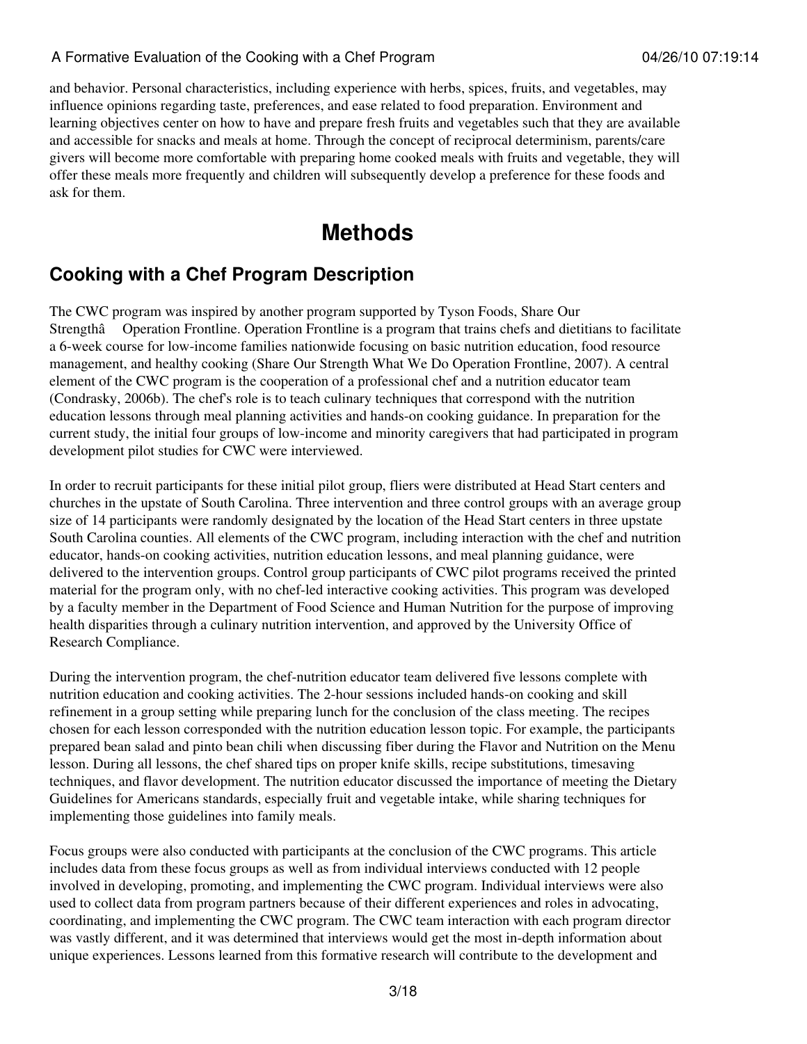and behavior. Personal characteristics, including experience with herbs, spices, fruits, and vegetables, may influence opinions regarding taste, preferences, and ease related to food preparation. Environment and learning objectives center on how to have and prepare fresh fruits and vegetables such that they are available and accessible for snacks and meals at home. Through the concept of reciprocal determinism, parents/care givers will become more comfortable with preparing home cooked meals with fruits and vegetable, they will offer these meals more frequently and children will subsequently develop a preference for these foods and ask for them.

# Methods

## Cooking with a Chef Program Description

The CWC program was inspired by another program supported by Tyson Foods, Share Our Strengthâ Operation Frontline. Operation Frontline is a program that trains chefs and dietitians to facilitate a 6-week course for low-income families nationwide focusing on basic nutrition education, food resource management, and healthy cooking (Share Our Strength What We Do Operation Frontline, 2007). A central element of the CWC program is the cooperation of a professional chef and a nutrition educator team (Condrasky, 2006b). The chef's role is to teach culinary techniques that correspond with the nutrition education lessons through meal planning activities and hands-on cooking guidance. In preparation for the current study, the initial four groups of low-income and minority caregivers that had participated in program development pilot studies for CWC were interviewed.

In order to recruit participants for these initial pilot group, fliers were distributed at Head Start centers and churches in the upstate of South Carolina. Three intervention and three control groups with an average group size of 14 participants were randomly designated by the location of the Head Start centers in three upstate South Carolina counties. All elements of the CWC program, including interaction with the chef and nutrition educator, hands-on cooking activities, nutrition education lessons, and meal planning guidance, were delivered to the intervention groups. Control group participants of CWC pilot programs received the printed material for the program only, with no chef-led interactive cooking activities. This program was developed by a faculty member in the Department of Food Science and Human Nutrition for the purpose of improving health disparities through a culinary nutrition intervention, and approved by the University Office of Research Compliance.

During the intervention program, the chef-nutrition educator team delivered five lessons complete with nutrition education and cooking activities. The 2-hour sessions included hands-on cooking and skill refinement in a group setting while preparing lunch for the conclusion of the class meeting. The recipes chosen for each lesson corresponded with the nutrition education lesson topic. For example, the participants prepared bean salad and pinto bean chili when discussing fiber during the Flavor and Nutrition on the Menu lesson. During all lessons, the chef shared tips on proper knife skills, recipe substitutions, timesaving techniques, and flavor development. The nutrition educator discussed the importance of meeting the Dietary Guidelines for Americans standards, especially fruit and vegetable intake, while sharing techniques for implementing those guidelines into family meals.

Focus groups were also conducted with participants at the conclusion of the CWC programs. This article includes data from these focus groups as well as from individual interviews conducted with 12 people involved in developing, promoting, and implementing the CWC program. Individual interviews were also used to collect data from program partners because of their different experiences and roles in advocating, coordinating, and implementing the CWC program. The CWC team interaction with each program director was vastly different, and it was determined that interviews would get the most in-depth information about unique experiences. Lessons learned from this formative research will contribute to the development and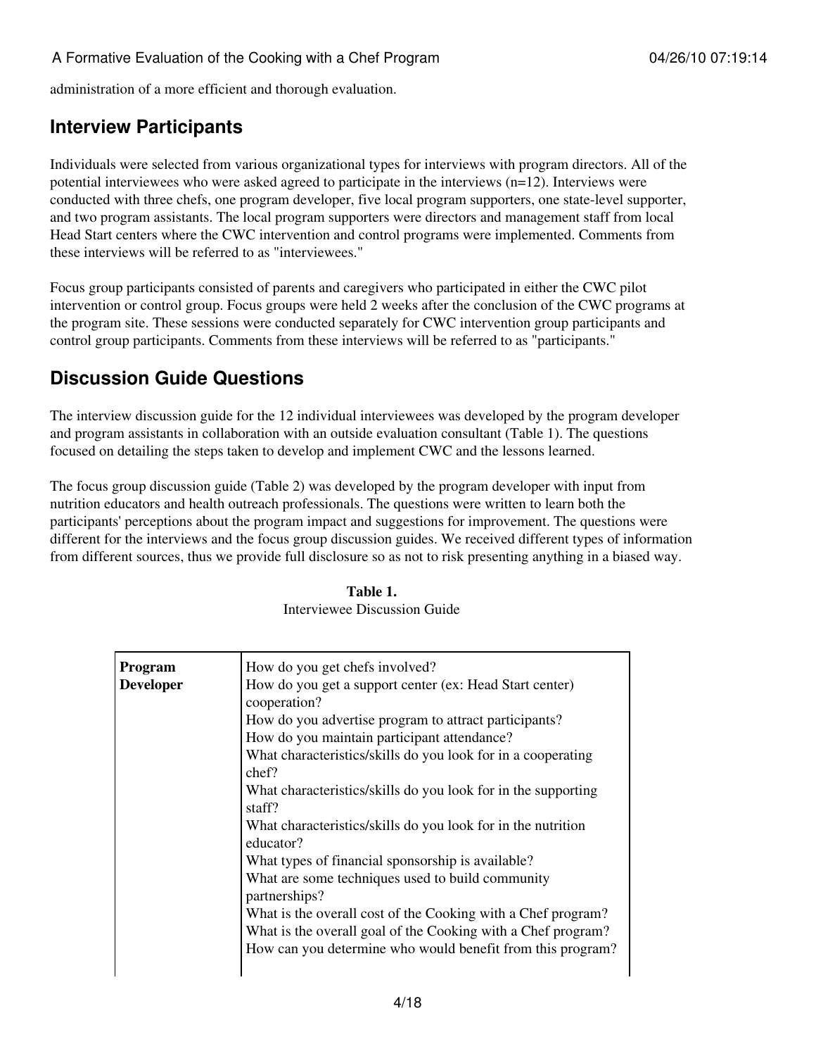administration of a more efficient and thorough evaluation.

## Interview Participants

Individuals were selected from various organizational types for interviews with program directors. All of the potential interviewees who were asked agreed to participate in the interviews (n=12). Interviews were conducted with three chefs, one program developer, five local program supporters, one state-level supporter, and two program assistants. The local program supporters were directors and management staff from local Head Start centers where the CWC intervention and control programs were implemented. Comments from these interviews will be referred to as "interviewees."

Focus group participants consisted of parents and caregivers who participated in either the CWC pilot intervention or control group. Focus groups were held 2 weeks after the conclusion of the CWC programs at the program site. These sessions were conducted separately for CWC intervention group participants and control group participants. Comments from these interviews will be referred to as "participants."

## Discussion Guide Questions

The interview discussion guide for the 12 individual interviewees was developed by the program developer and program assistants in collaboration with an outside evaluation consultant (Table 1). The questions focused on detailing the steps taken to develop and implement CWC and the lessons learned.

The focus group discussion guide (Table 2) was developed by the program developer with input from nutrition educators and health outreach professionals. The questions were written to learn both the participants' perceptions about the program impact and suggestions for improvement. The questions were different for the interviews and the focus group discussion guides. We received different types of information from different sources, thus we provide full disclosure so as not to risk presenting anything in a biased way.

**Table 1.**
Interviewee Discussion Guide

| | |
|---|---|
| **Program Developer** | How do you get chefs involved?<br>How do you get a support center (ex: Head Start center) cooperation?<br>How do you advertise program to attract participants?<br>How do you maintain participant attendance?<br>What characteristics/skills do you look for in a cooperating chef?<br>What characteristics/skills do you look for in the supporting staff?<br>What characteristics/skills do you look for in the nutrition educator?<br>What types of financial sponsorship is available?<br>What are some techniques used to build community partnerships?<br>What is the overall cost of the Cooking with a Chef program?<br>What is the overall goal of the Cooking with a Chef program?<br>How can you determine who would benefit from this program? |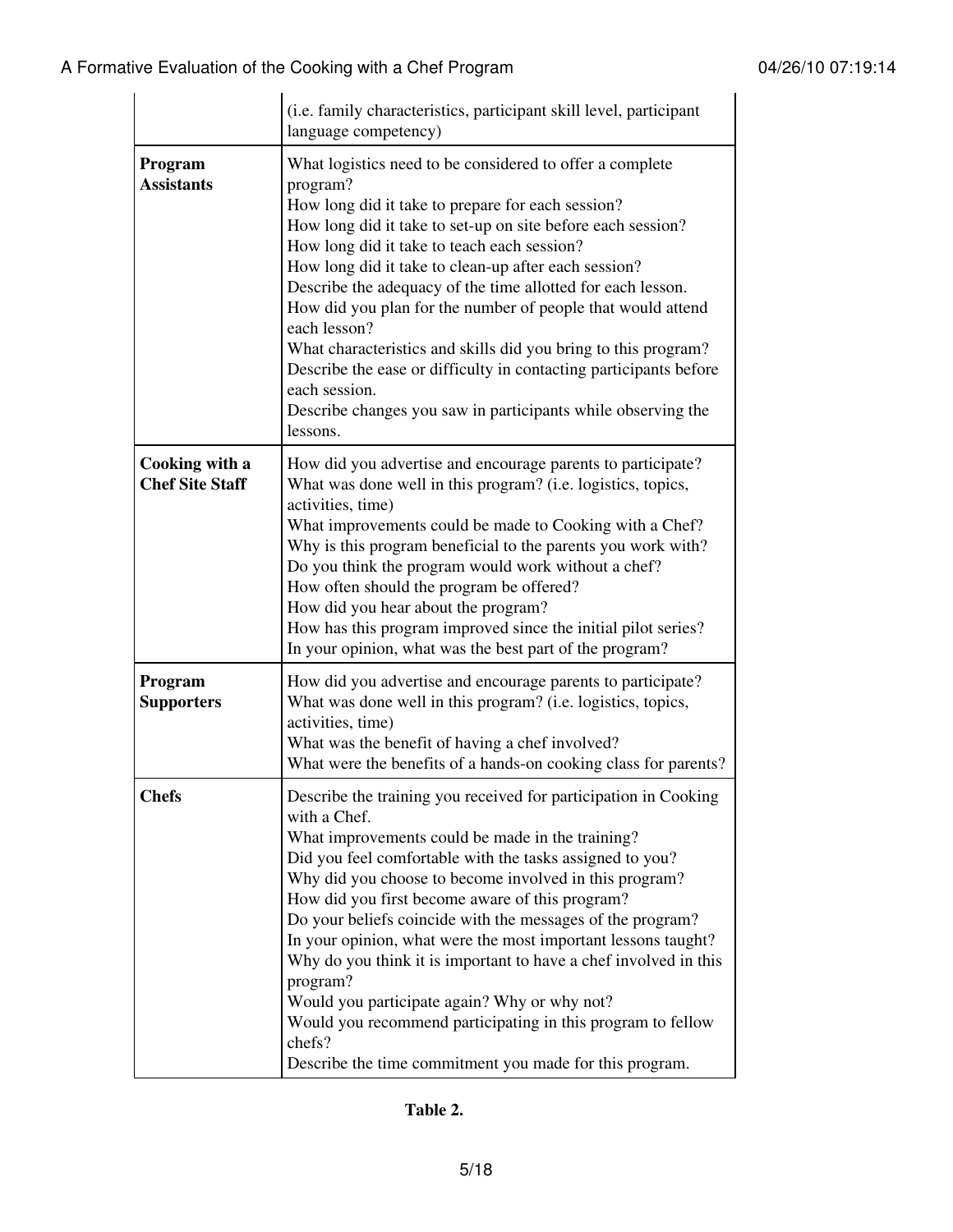| | |
|---|---|
| | (i.e. family characteristics, participant skill level, participant language competency) |
| **Program Assistants** | What logistics need to be considered to offer a complete program?<br>How long did it take to prepare for each session?<br>How long did it take to set-up on site before each session?<br>How long did it take to teach each session?<br>How long did it take to clean-up after each session?<br>Describe the adequacy of the time allotted for each lesson.<br>How did you plan for the number of people that would attend each lesson?<br>What characteristics and skills did you bring to this program?<br>Describe the ease or difficulty in contacting participants before each session.<br>Describe changes you saw in participants while observing the lessons. |
| **Cooking with a Chef Site Staff** | How did you advertise and encourage parents to participate?<br>What was done well in this program? (i.e. logistics, topics, activities, time)<br>What improvements could be made to Cooking with a Chef?<br>Why is this program beneficial to the parents you work with?<br>Do you think the program would work without a chef?<br>How often should the program be offered?<br>How did you hear about the program?<br>How has this program improved since the initial pilot series?<br>In your opinion, what was the best part of the program? |
| **Program Supporters** | How did you advertise and encourage parents to participate?<br>What was done well in this program? (i.e. logistics, topics, activities, time)<br>What was the benefit of having a chef involved?<br>What were the benefits of a hands-on cooking class for parents? |
| **Chefs** | Describe the training you received for participation in Cooking with a Chef.<br>What improvements could be made in the training?<br>Did you feel comfortable with the tasks assigned to you?<br>Why did you choose to become involved in this program?<br>How did you first become aware of this program?<br>Do your beliefs coincide with the messages of the program?<br>In your opinion, what were the most important lessons taught?<br>Why do you think it is important to have a chef involved in this program?<br>Would you participate again? Why or why not?<br>Would you recommend participating in this program to fellow chefs?<br>Describe the time commitment you made for this program. |

**Table 2.**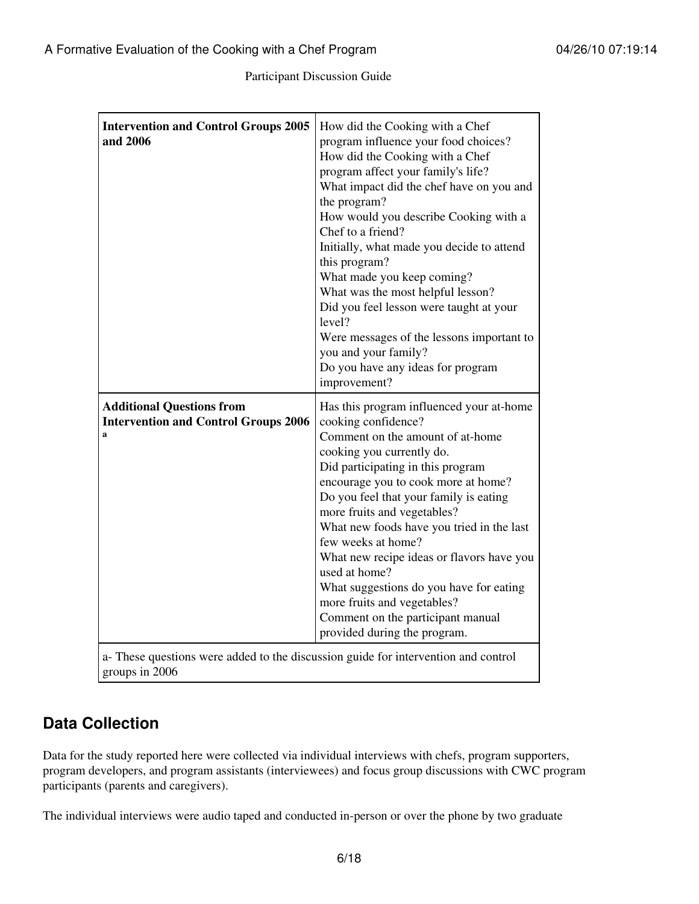Participant Discussion Guide

| Intervention and Control Groups 2005 and 2006 | How did the Cooking with a Chef program influence your food choices?<br>How did the Cooking with a Chef program affect your family's life?<br>What impact did the chef have on you and the program?<br>How would you describe Cooking with a Chef to a friend?<br>Initially, what made you decide to attend this program?<br>What made you keep coming?<br>What was the most helpful lesson?<br>Did you feel lesson were taught at your level?<br>Were messages of the lessons important to you and your family?<br>Do you have any ideas for program improvement? |
|---|---|
| **Additional Questions from Intervention and Control Groups 2006 [a]** | Has this program influenced your at-home cooking confidence?<br>Comment on the amount of at-home cooking you currently do.<br>Did participating in this program encourage you to cook more at home?<br>Do you feel that your family is eating more fruits and vegetables?<br>What new foods have you tried in the last few weeks at home?<br>What new recipe ideas or flavors have you used at home?<br>What suggestions do you have for eating more fruits and vegetables?<br>Comment on the participant manual provided during the program. |

a- These questions were added to the discussion guide for intervention and control groups in 2006

## Data Collection

Data for the study reported here were collected via individual interviews with chefs, program supporters, program developers, and program assistants (interviewees) and focus group discussions with CWC program participants (parents and caregivers).

The individual interviews were audio taped and conducted in-person or over the phone by two graduate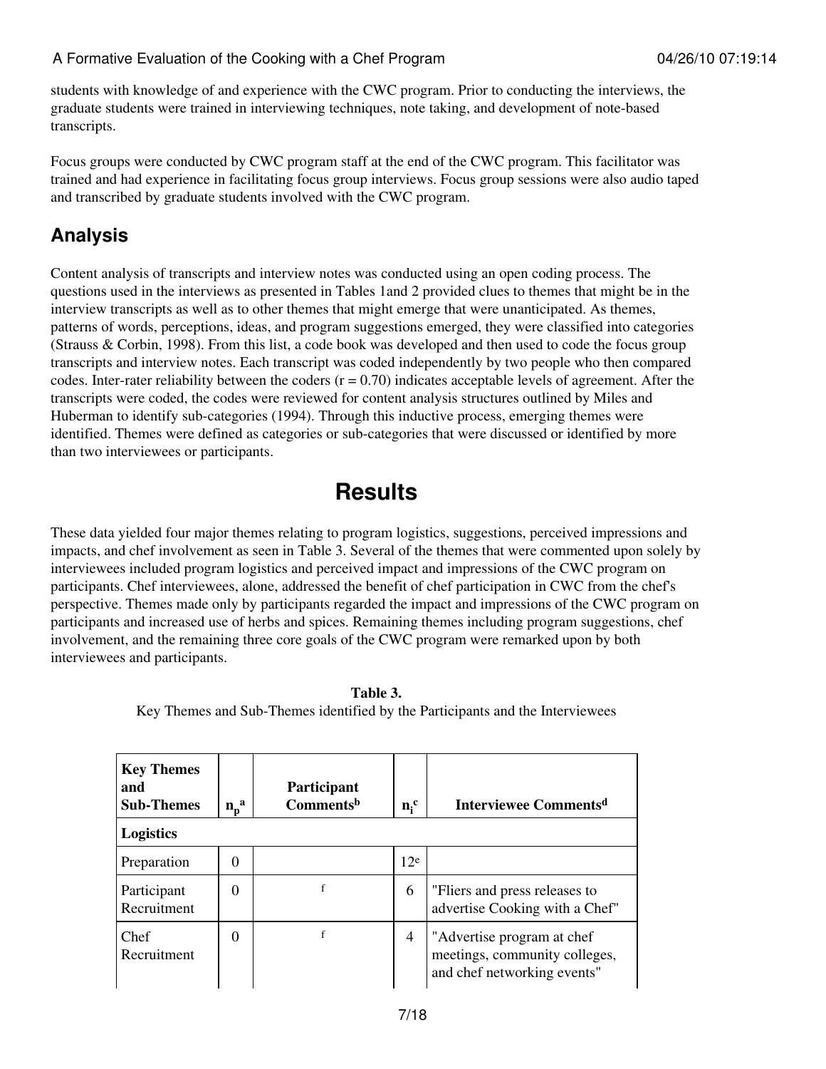students with knowledge of and experience with the CWC program. Prior to conducting the interviews, the graduate students were trained in interviewing techniques, note taking, and development of note-based transcripts.

Focus groups were conducted by CWC program staff at the end of the CWC program. This facilitator was trained and had experience in facilitating focus group interviews. Focus group sessions were also audio taped and transcribed by graduate students involved with the CWC program.

## Analysis

Content analysis of transcripts and interview notes was conducted using an open coding process. The questions used in the interviews as presented in Tables 1and 2 provided clues to themes that might be in the interview transcripts as well as to other themes that might emerge that were unanticipated. As themes, patterns of words, perceptions, ideas, and program suggestions emerged, they were classified into categories (Strauss & Corbin, 1998). From this list, a code book was developed and then used to code the focus group transcripts and interview notes. Each transcript was coded independently by two people who then compared codes. Inter-rater reliability between the coders ($r = 0.70$) indicates acceptable levels of agreement. After the transcripts were coded, the codes were reviewed for content analysis structures outlined by Miles and Huberman to identify sub-categories (1994). Through this inductive process, emerging themes were identified. Themes were defined as categories or sub-categories that were discussed or identified by more than two interviewees or participants.

# Results

These data yielded four major themes relating to program logistics, suggestions, perceived impressions and impacts, and chef involvement as seen in Table 3. Several of the themes that were commented upon solely by interviewees included program logistics and perceived impact and impressions of the CWC program on participants. Chef interviewees, alone, addressed the benefit of chef participation in CWC from the chef's perspective. Themes made only by participants regarded the impact and impressions of the CWC program on participants and increased use of herbs and spices. Remaining themes including program suggestions, chef involvement, and the remaining three core goals of the CWC program were remarked upon by both interviewees and participants.

**Table 3.**
Key Themes and Sub-Themes identified by the Participants and the Interviewees

| Key Themes and Sub-Themes | $n_p$[a] | Participant Comments[b] | $n_i$[c] | Interviewee Comments[d] |
|---|---|---|---|---|
| **Logistics** | | | | |
| Preparation | 0 | | 12[e] | |
| Participant Recruitment | 0 | [f] | 6 | "Fliers and press releases to advertise Cooking with a Chef" |
| Chef Recruitment | 0 | [f] | 4 | "Advertise program at chef meetings, community colleges, and chef networking events" |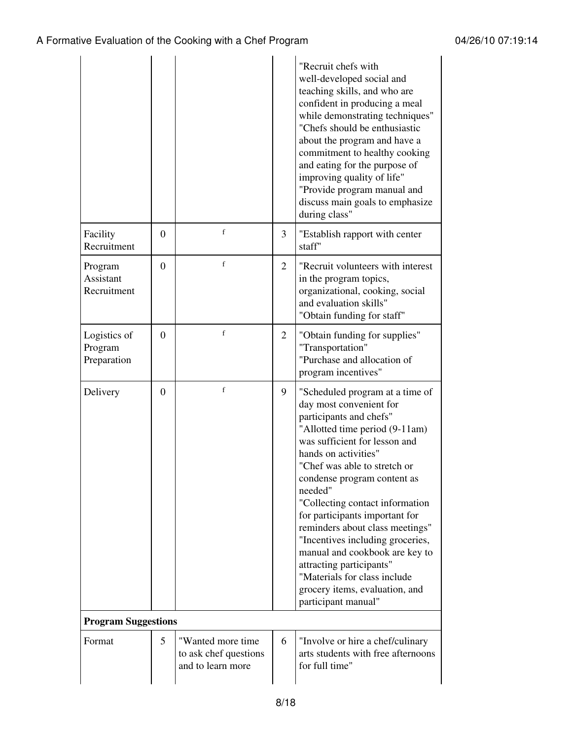| | | | | |
|---|---|---|---|---|
| | | | | "Recruit chefs with well-developed social and teaching skills, and who are confident in producing a meal while demonstrating techniques" "Chefs should be enthusiastic about the program and have a commitment to healthy cooking and eating for the purpose of improving quality of life" "Provide program manual and discuss main goals to emphasize during class" |
| Facility Recruitment | 0 | f | 3 | "Establish rapport with center staff" |
| Program Assistant Recruitment | 0 | f | 2 | "Recruit volunteers with interest in the program topics, organizational, cooking, social and evaluation skills" "Obtain funding for staff" |
| Logistics of Program Preparation | 0 | f | 2 | "Obtain funding for supplies" "Transportation" "Purchase and allocation of program incentives" |
| Delivery | 0 | f | 9 | "Scheduled program at a time of day most convenient for participants and chefs" "Allotted time period (9-11am) was sufficient for lesson and hands on activities" "Chef was able to stretch or condense program content as needed" "Collecting contact information for participants important for reminders about class meetings" "Incentives including groceries, manual and cookbook are key to attracting participants" "Materials for class include grocery items, evaluation, and participant manual" |
| **Program Suggestions** | | | | |
| Format | 5 | "Wanted more time to ask chef questions and to learn more | 6 | "Involve or hire a chef/culinary arts students with free afternoons for full time" |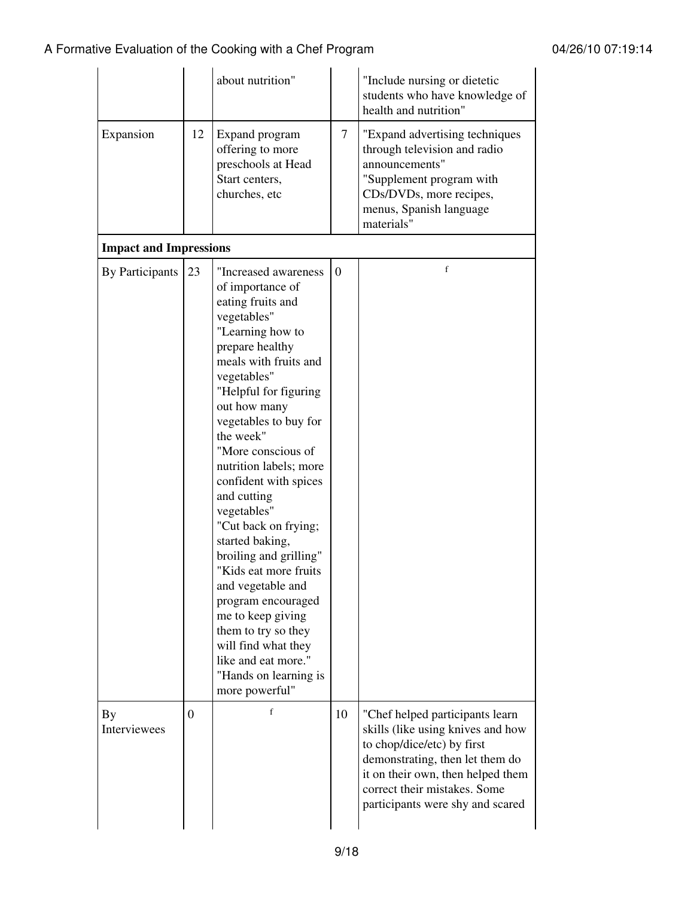| | | about nutrition" | | "Include nursing or dietetic students who have knowledge of health and nutrition" |
|---|---|---|---|---|
| Expansion | 12 | Expand program offering to more preschools at Head Start centers, churches, etc | 7 | "Expand advertising techniques through television and radio announcements" "Supplement program with CDs/DVDs, more recipes, menus, Spanish language materials" |
| **Impact and Impressions** | | | | |
| By Participants | 23 | "Increased awareness of importance of eating fruits and vegetables" "Learning how to prepare healthy meals with fruits and vegetables" "Helpful for figuring out how many vegetables to buy for the week" "More conscious of nutrition labels; more confident with spices and cutting vegetables" "Cut back on frying; started baking, broiling and grilling" "Kids eat more fruits and vegetable and program encouraged me to keep giving them to try so they will find what they like and eat more." "Hands on learning is more powerful" | 0 | f |
| By Interviewees | 0 | f | 10 | "Chef helped participants learn skills (like using knives and how to chop/dice/etc) by first demonstrating, then let them do it on their own, then helped them correct their mistakes. Some participants were shy and scared |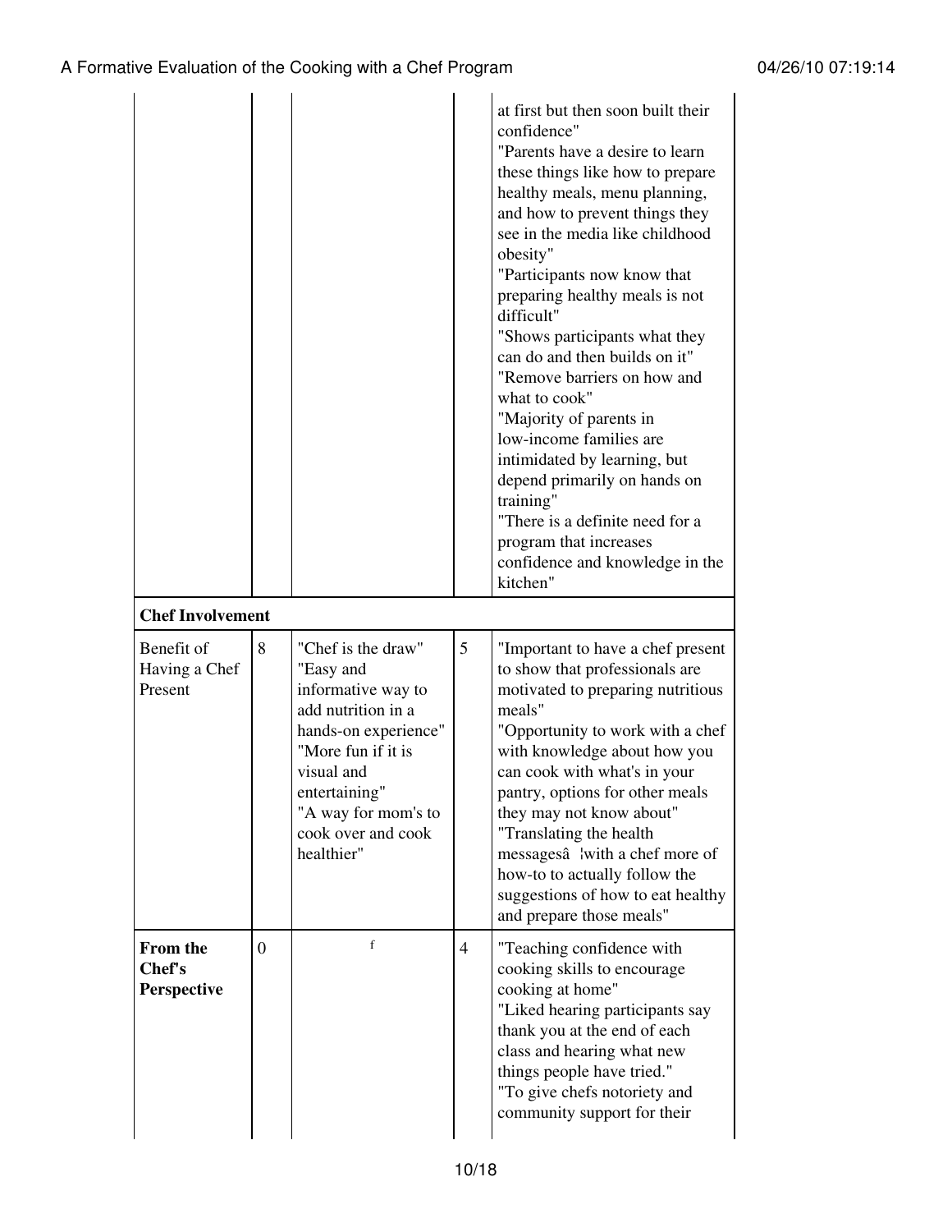| | | | | |
|---|---|---|---|---|
| | | | | at first but then soon built their confidence" "Parents have a desire to learn these things like how to prepare healthy meals, menu planning, and how to prevent things they see in the media like childhood obesity" "Participants now know that preparing healthy meals is not difficult" "Shows participants what they can do and then builds on it" "Remove barriers on how and what to cook" "Majority of parents in low-income families are intimidated by learning, but depend primarily on hands on training" "There is a definite need for a program that increases confidence and knowledge in the kitchen" |
| **Chef Involvement** | | | | |
| Benefit of Having a Chef Present | 8 | "Chef is the draw" "Easy and informative way to add nutrition in a hands-on experience" "More fun if it is visual and entertaining" "A way for mom's to cook over and cook healthier" | 5 | "Important to have a chef present to show that professionals are motivated to preparing nutritious meals" "Opportunity to work with a chef with knowledge about how you can cook with what's in your pantry, options for other meals they may not know about" "Translating the health messagesâ ¦with a chef more of how-to to actually follow the suggestions of how to eat healthy and prepare those meals" |
| **From the Chef's Perspective** | 0 | f | 4 | "Teaching confidence with cooking skills to encourage cooking at home" "Liked hearing participants say thank you at the end of each class and hearing what new things people have tried." "To give chefs notoriety and community support for their |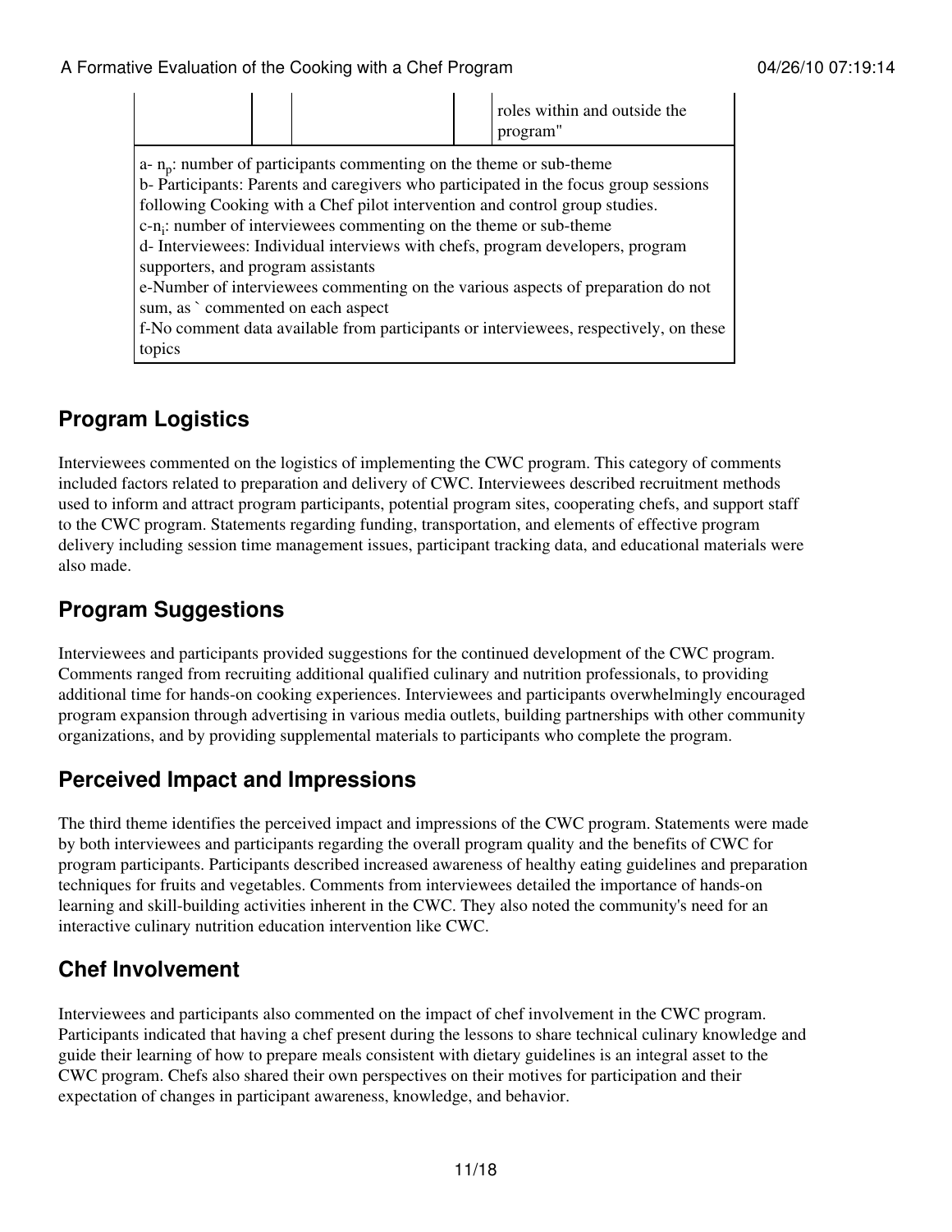| | | | | roles within and outside the program" |
|---|---|---|---|---|

a- $n_p$: number of participants commenting on the theme or sub-theme
b- Participants: Parents and caregivers who participated in the focus group sessions following Cooking with a Chef pilot intervention and control group studies.
c-$n_i$: number of interviewees commenting on the theme or sub-theme
d- Interviewees: Individual interviews with chefs, program developers, program supporters, and program assistants
e-Number of interviewees commenting on the various aspects of preparation do not sum, as ` commented on each aspect
f-No comment data available from participants or interviewees, respectively, on these topics

## Program Logistics

Interviewees commented on the logistics of implementing the CWC program. This category of comments included factors related to preparation and delivery of CWC. Interviewees described recruitment methods used to inform and attract program participants, potential program sites, cooperating chefs, and support staff to the CWC program. Statements regarding funding, transportation, and elements of effective program delivery including session time management issues, participant tracking data, and educational materials were also made.

## Program Suggestions

Interviewees and participants provided suggestions for the continued development of the CWC program. Comments ranged from recruiting additional qualified culinary and nutrition professionals, to providing additional time for hands-on cooking experiences. Interviewees and participants overwhelmingly encouraged program expansion through advertising in various media outlets, building partnerships with other community organizations, and by providing supplemental materials to participants who complete the program.

## Perceived Impact and Impressions

The third theme identifies the perceived impact and impressions of the CWC program. Statements were made by both interviewees and participants regarding the overall program quality and the benefits of CWC for program participants. Participants described increased awareness of healthy eating guidelines and preparation techniques for fruits and vegetables. Comments from interviewees detailed the importance of hands-on learning and skill-building activities inherent in the CWC. They also noted the community's need for an interactive culinary nutrition education intervention like CWC.

## Chef Involvement

Interviewees and participants also commented on the impact of chef involvement in the CWC program. Participants indicated that having a chef present during the lessons to share technical culinary knowledge and guide their learning of how to prepare meals consistent with dietary guidelines is an integral asset to the CWC program. Chefs also shared their own perspectives on their motives for participation and their expectation of changes in participant awareness, knowledge, and behavior.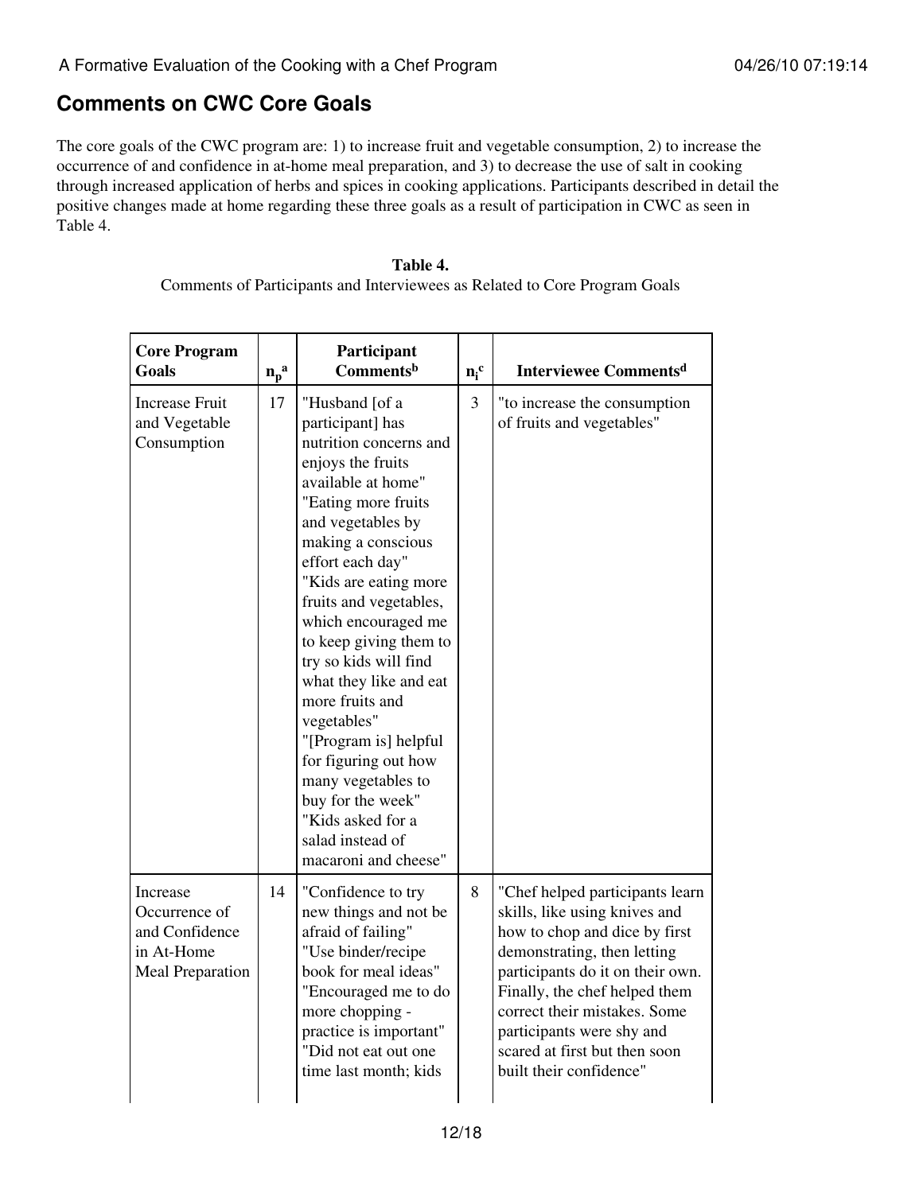## Comments on CWC Core Goals

The core goals of the CWC program are: 1) to increase fruit and vegetable consumption, 2) to increase the occurrence of and confidence in at-home meal preparation, and 3) to decrease the use of salt in cooking through increased application of herbs and spices in cooking applications. Participants described in detail the positive changes made at home regarding these three goals as a result of participation in CWC as seen in Table 4.

**Table 4.**
Comments of Participants and Interviewees as Related to Core Program Goals

| Core Program Goals | $n_p$[a] | Participant Comments[b] | $n_i$[c] | Interviewee Comments[d] |
|---|---|---|---|---|
| Increase Fruit and Vegetable Consumption | 17 | "Husband [of a participant] has nutrition concerns and enjoys the fruits available at home" "Eating more fruits and vegetables by making a conscious effort each day" "Kids are eating more fruits and vegetables, which encouraged me to keep giving them to try so kids will find what they like and eat more fruits and vegetables" "[Program is] helpful for figuring out how many vegetables to buy for the week" "Kids asked for a salad instead of macaroni and cheese" | 3 | "to increase the consumption of fruits and vegetables" |
| Increase Occurrence of and Confidence in At-Home Meal Preparation | 14 | "Confidence to try new things and not be afraid of failing" "Use binder/recipe book for meal ideas" "Encouraged me to do more chopping - practice is important" "Did not eat out one time last month; kids | 8 | "Chef helped participants learn skills, like using knives and how to chop and dice by first demonstrating, then letting participants do it on their own. Finally, the chef helped them correct their mistakes. Some participants were shy and scared at first but then soon built their confidence" |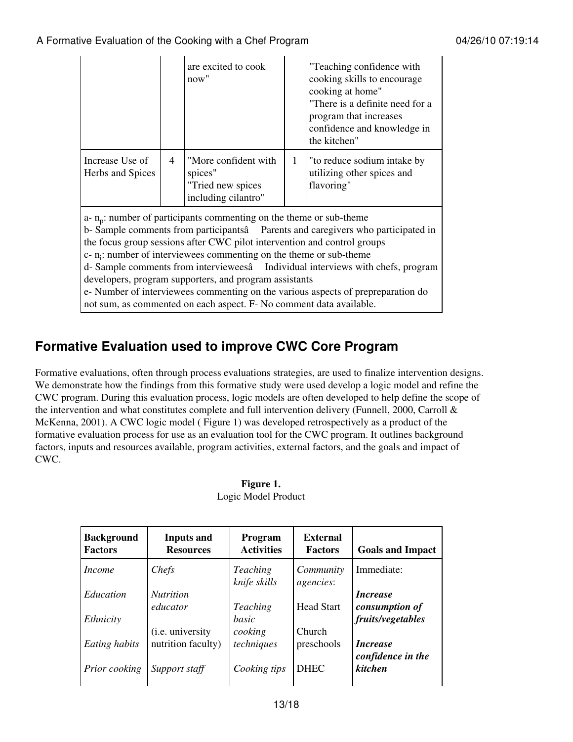| | | | | |
|---|---|---|---|---|
| | | are excited to cook now" | | "Teaching confidence with cooking skills to encourage cooking at home" "There is a definite need for a program that increases confidence and knowledge in the kitchen" |
| Increase Use of Herbs and Spices | 4 | "More confident with spices" "Tried new spices including cilantro" | 1 | "to reduce sodium intake by utilizing other spices and flavoring" |

a- $n_p$: number of participants commenting on the theme or sub-theme
b- Sample comments from participantsâ Parents and caregivers who participated in the focus group sessions after CWC pilot intervention and control groups
c- $n_i$: number of interviewees commenting on the theme or sub-theme
d- Sample comments from intervieweesâ Individual interviews with chefs, program developers, program supporters, and program assistants
e- Number of interviewees commenting on the various aspects of prepreparation do not sum, as commented on each aspect. F- No comment data available.

## Formative Evaluation used to improve CWC Core Program

Formative evaluations, often through process evaluations strategies, are used to finalize intervention designs. We demonstrate how the findings from this formative study were used develop a logic model and refine the CWC program. During this evaluation process, logic models are often developed to help define the scope of the intervention and what constitutes complete and full intervention delivery (Funnell, 2000, Carroll & McKenna, 2001). A CWC logic model ( Figure 1) was developed retrospectively as a product of the formative evaluation process for use as an evaluation tool for the CWC program. It outlines background factors, inputs and resources available, program activities, external factors, and the goals and impact of CWC.

**Figure 1.**
Logic Model Product

| Background Factors | Inputs and Resources | Program Activities | External Factors | Goals and Impact |
|---|---|---|---|---|
| *Income* <br> *Education* <br> *Ethnicity* <br> *Eating habits* <br> *Prior cooking* | *Chefs* <br> *Nutrition educator* <br> (i.e. university nutrition faculty) <br> *Support staff* | *Teaching knife skills* <br> *Teaching basic cooking techniques* <br> *Cooking tips* | *Community agencies*: <br> Head Start <br> Church preschools <br> DHEC | Immediate: <br> ***Increase consumption of fruits/vegetables*** <br> ***Increase confidence in the kitchen*** |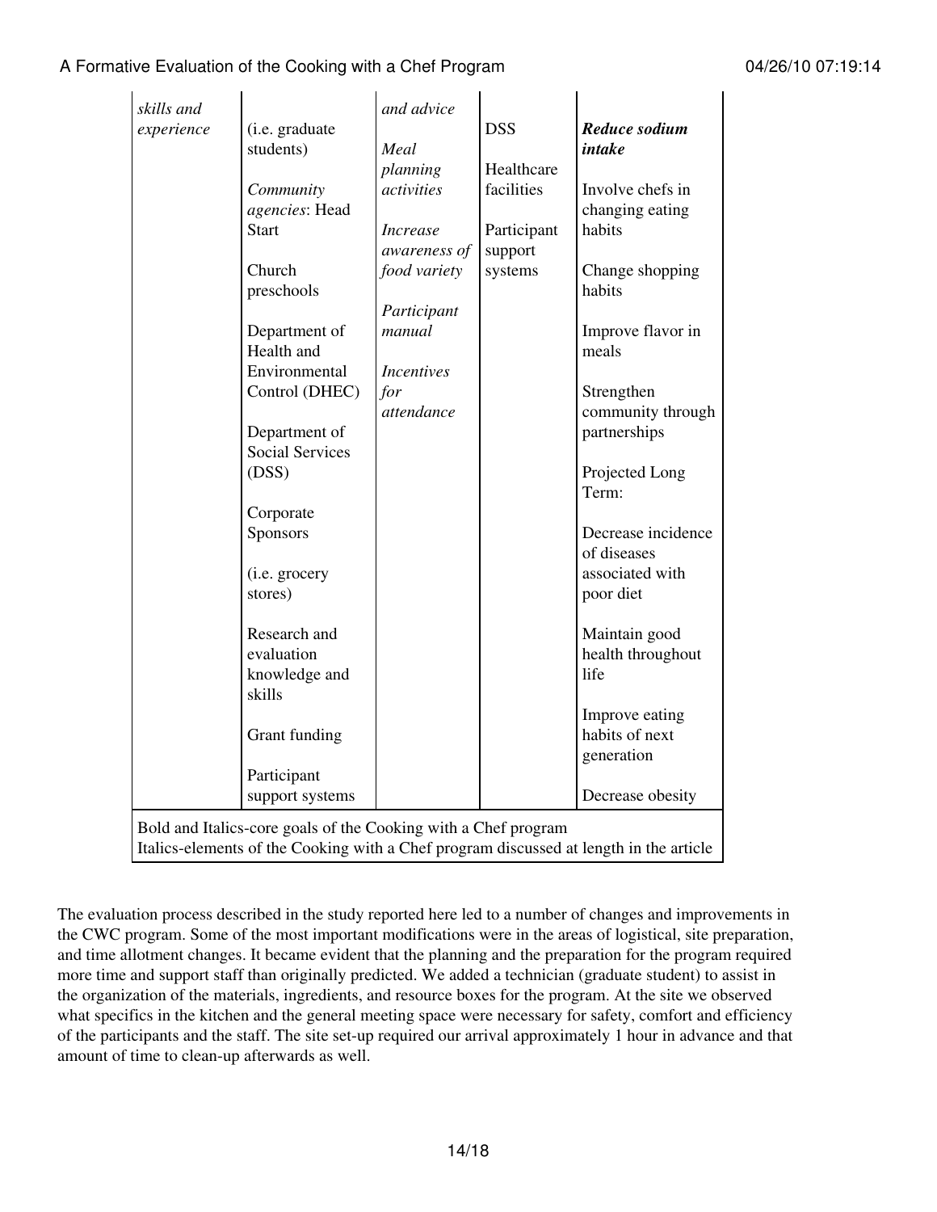| | | | | |
|---|---|---|---|---|
| *skills and experience* | (i.e. graduate students)<br><br>*Community agencies*: Head Start<br><br>Church preschools<br><br>Department of Health and Environmental Control (DHEC)<br><br>Department of Social Services (DSS)<br><br>Corporate Sponsors<br><br>(i.e. grocery stores)<br><br>Research and evaluation knowledge and skills<br><br>Grant funding<br><br>Participant support systems | *and advice*<br><br>*Meal planning activities*<br><br>*Increase awareness of food variety*<br><br>*Participant manual*<br><br>*Incentives for attendance* | DSS<br><br>Healthcare facilities<br><br>Participant support systems | ***Reduce sodium intake***<br><br>Involve chefs in changing eating habits<br><br>Change shopping habits<br><br>Improve flavor in meals<br><br>Strengthen community through partnerships<br><br>Projected Long Term:<br><br>Decrease incidence of diseases associated with poor diet<br><br>Maintain good health throughout life<br><br>Improve eating habits of next generation<br><br>Decrease obesity |
| Bold and Italics-core goals of the Cooking with a Chef program<br>Italics-elements of the Cooking with a Chef program discussed at length in the article | | | | |

The evaluation process described in the study reported here led to a number of changes and improvements in the CWC program. Some of the most important modifications were in the areas of logistical, site preparation, and time allotment changes. It became evident that the planning and the preparation for the program required more time and support staff than originally predicted. We added a technician (graduate student) to assist in the organization of the materials, ingredients, and resource boxes for the program. At the site we observed what specifics in the kitchen and the general meeting space were necessary for safety, comfort and efficiency of the participants and the staff. The site set-up required our arrival approximately 1 hour in advance and that amount of time to clean-up afterwards as well.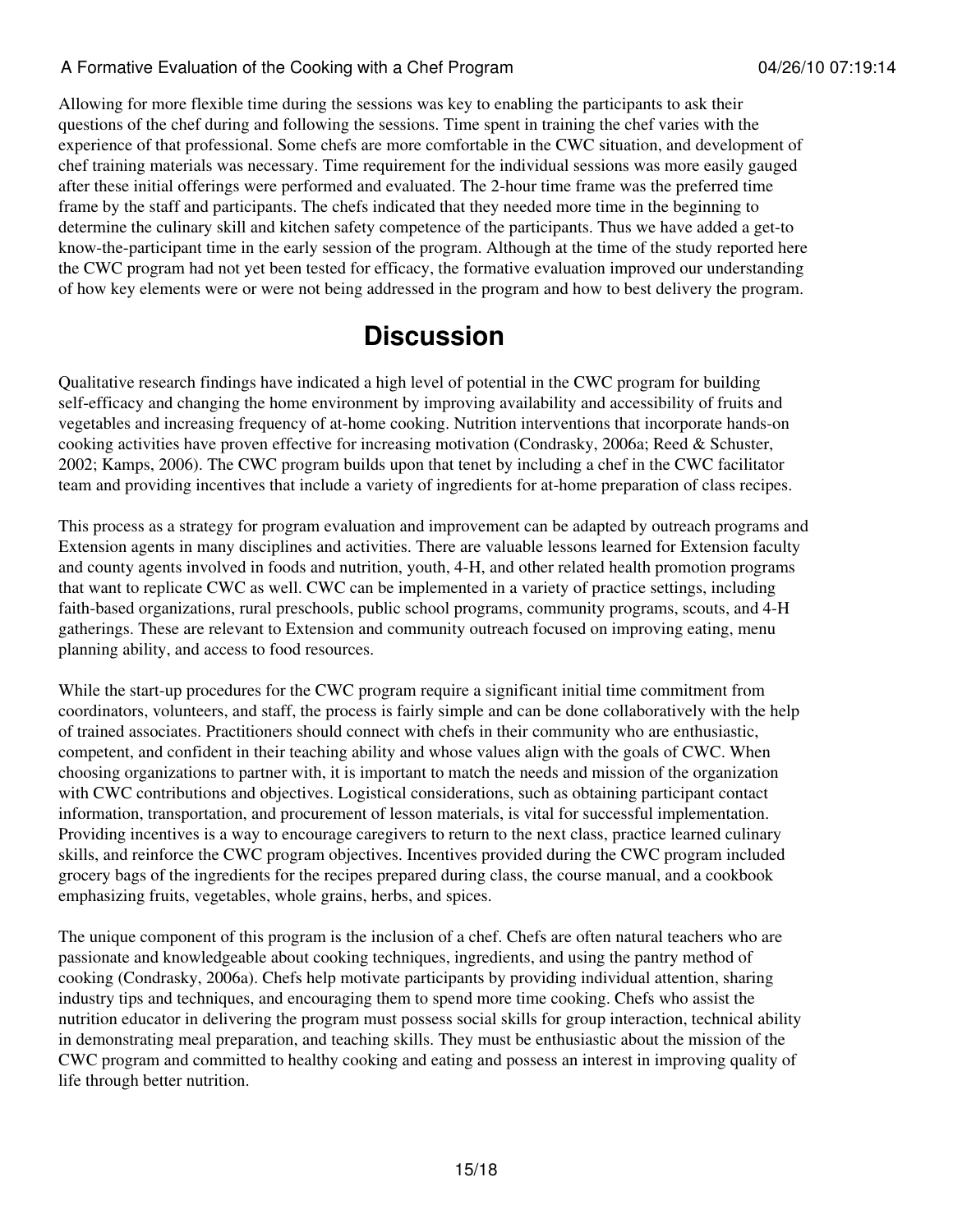Allowing for more flexible time during the sessions was key to enabling the participants to ask their questions of the chef during and following the sessions. Time spent in training the chef varies with the experience of that professional. Some chefs are more comfortable in the CWC situation, and development of chef training materials was necessary. Time requirement for the individual sessions was more easily gauged after these initial offerings were performed and evaluated. The 2-hour time frame was the preferred time frame by the staff and participants. The chefs indicated that they needed more time in the beginning to determine the culinary skill and kitchen safety competence of the participants. Thus we have added a get-to know-the-participant time in the early session of the program. Although at the time of the study reported here the CWC program had not yet been tested for efficacy, the formative evaluation improved our understanding of how key elements were or were not being addressed in the program and how to best delivery the program.

# Discussion

Qualitative research findings have indicated a high level of potential in the CWC program for building self-efficacy and changing the home environment by improving availability and accessibility of fruits and vegetables and increasing frequency of at-home cooking. Nutrition interventions that incorporate hands-on cooking activities have proven effective for increasing motivation (Condrasky, 2006a; Reed & Schuster, 2002; Kamps, 2006). The CWC program builds upon that tenet by including a chef in the CWC facilitator team and providing incentives that include a variety of ingredients for at-home preparation of class recipes.

This process as a strategy for program evaluation and improvement can be adapted by outreach programs and Extension agents in many disciplines and activities. There are valuable lessons learned for Extension faculty and county agents involved in foods and nutrition, youth, 4-H, and other related health promotion programs that want to replicate CWC as well. CWC can be implemented in a variety of practice settings, including faith-based organizations, rural preschools, public school programs, community programs, scouts, and 4-H gatherings. These are relevant to Extension and community outreach focused on improving eating, menu planning ability, and access to food resources.

While the start-up procedures for the CWC program require a significant initial time commitment from coordinators, volunteers, and staff, the process is fairly simple and can be done collaboratively with the help of trained associates. Practitioners should connect with chefs in their community who are enthusiastic, competent, and confident in their teaching ability and whose values align with the goals of CWC. When choosing organizations to partner with, it is important to match the needs and mission of the organization with CWC contributions and objectives. Logistical considerations, such as obtaining participant contact information, transportation, and procurement of lesson materials, is vital for successful implementation. Providing incentives is a way to encourage caregivers to return to the next class, practice learned culinary skills, and reinforce the CWC program objectives. Incentives provided during the CWC program included grocery bags of the ingredients for the recipes prepared during class, the course manual, and a cookbook emphasizing fruits, vegetables, whole grains, herbs, and spices.

The unique component of this program is the inclusion of a chef. Chefs are often natural teachers who are passionate and knowledgeable about cooking techniques, ingredients, and using the pantry method of cooking (Condrasky, 2006a). Chefs help motivate participants by providing individual attention, sharing industry tips and techniques, and encouraging them to spend more time cooking. Chefs who assist the nutrition educator in delivering the program must possess social skills for group interaction, technical ability in demonstrating meal preparation, and teaching skills. They must be enthusiastic about the mission of the CWC program and committed to healthy cooking and eating and possess an interest in improving quality of life through better nutrition.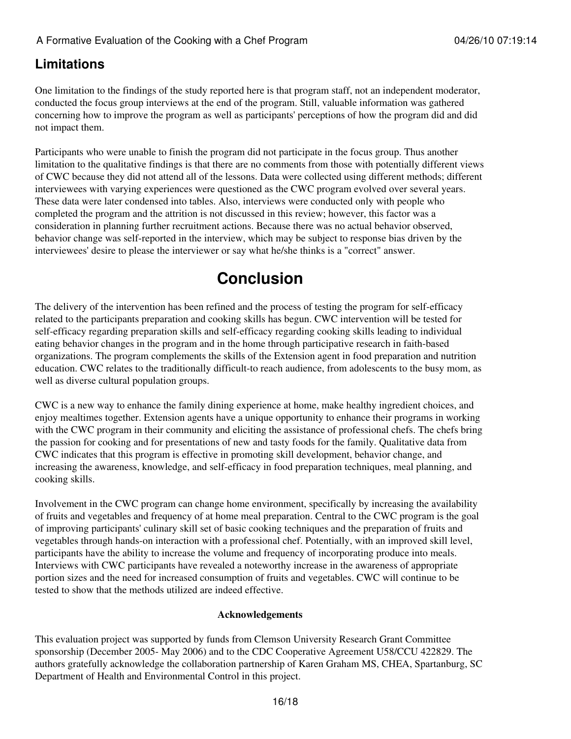## Limitations

One limitation to the findings of the study reported here is that program staff, not an independent moderator, conducted the focus group interviews at the end of the program. Still, valuable information was gathered concerning how to improve the program as well as participants' perceptions of how the program did and did not impact them.

Participants who were unable to finish the program did not participate in the focus group. Thus another limitation to the qualitative findings is that there are no comments from those with potentially different views of CWC because they did not attend all of the lessons. Data were collected using different methods; different interviewees with varying experiences were questioned as the CWC program evolved over several years. These data were later condensed into tables. Also, interviews were conducted only with people who completed the program and the attrition is not discussed in this review; however, this factor was a consideration in planning further recruitment actions. Because there was no actual behavior observed, behavior change was self-reported in the interview, which may be subject to response bias driven by the interviewees' desire to please the interviewer or say what he/she thinks is a "correct" answer.

# Conclusion

The delivery of the intervention has been refined and the process of testing the program for self-efficacy related to the participants preparation and cooking skills has begun. CWC intervention will be tested for self-efficacy regarding preparation skills and self-efficacy regarding cooking skills leading to individual eating behavior changes in the program and in the home through participative research in faith-based organizations. The program complements the skills of the Extension agent in food preparation and nutrition education. CWC relates to the traditionally difficult-to reach audience, from adolescents to the busy mom, as well as diverse cultural population groups.

CWC is a new way to enhance the family dining experience at home, make healthy ingredient choices, and enjoy mealtimes together. Extension agents have a unique opportunity to enhance their programs in working with the CWC program in their community and eliciting the assistance of professional chefs. The chefs bring the passion for cooking and for presentations of new and tasty foods for the family. Qualitative data from CWC indicates that this program is effective in promoting skill development, behavior change, and increasing the awareness, knowledge, and self-efficacy in food preparation techniques, meal planning, and cooking skills.

Involvement in the CWC program can change home environment, specifically by increasing the availability of fruits and vegetables and frequency of at home meal preparation. Central to the CWC program is the goal of improving participants' culinary skill set of basic cooking techniques and the preparation of fruits and vegetables through hands-on interaction with a professional chef. Potentially, with an improved skill level, participants have the ability to increase the volume and frequency of incorporating produce into meals. Interviews with CWC participants have revealed a noteworthy increase in the awareness of appropriate portion sizes and the need for increased consumption of fruits and vegetables. CWC will continue to be tested to show that the methods utilized are indeed effective.

**Acknowledgements**

This evaluation project was supported by funds from Clemson University Research Grant Committee sponsorship (December 2005- May 2006) and to the CDC Cooperative Agreement U58/CCU 422829. The authors gratefully acknowledge the collaboration partnership of Karen Graham MS, CHEA, Spartanburg, SC Department of Health and Environmental Control in this project.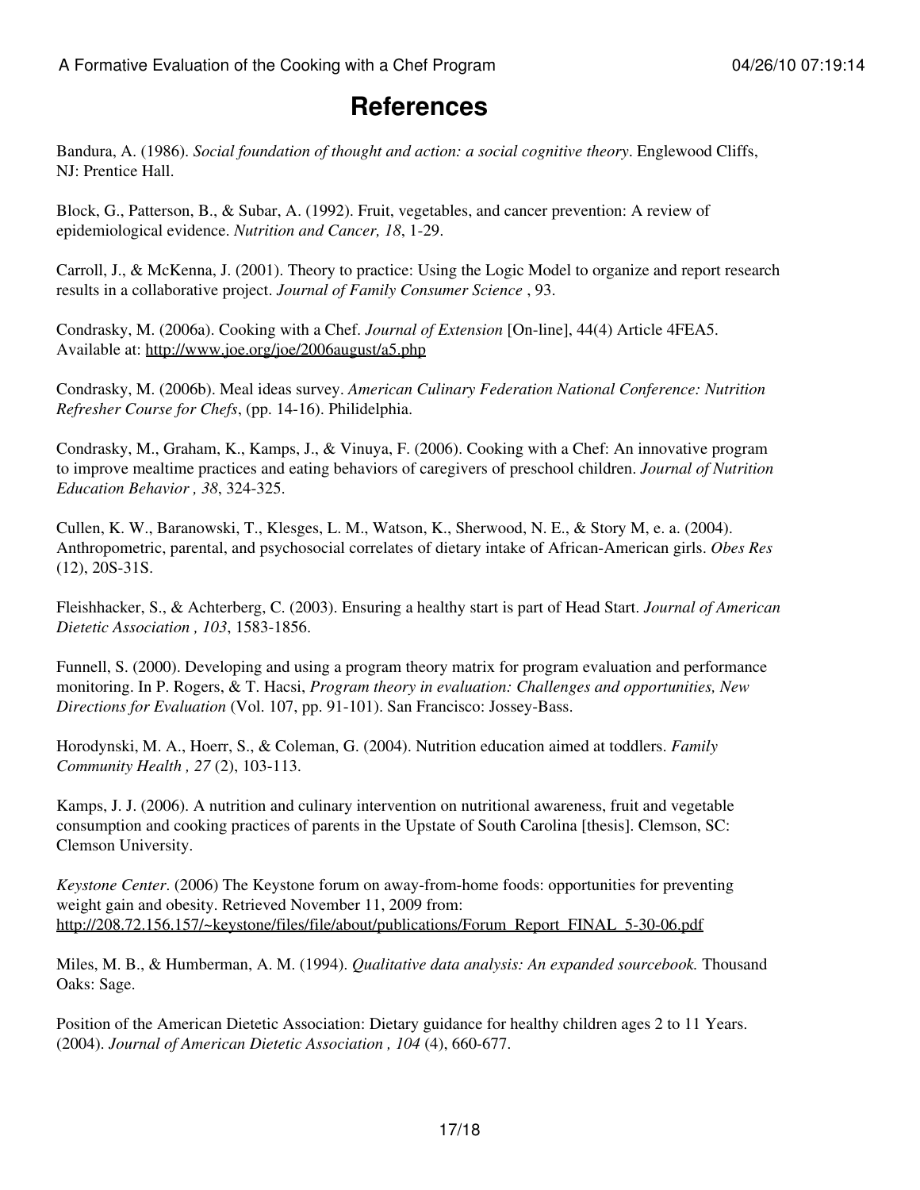# References

Bandura, A. (1986). *Social foundation of thought and action: a social cognitive theory*. Englewood Cliffs, NJ: Prentice Hall.

Block, G., Patterson, B., & Subar, A. (1992). Fruit, vegetables, and cancer prevention: A review of epidemiological evidence. *Nutrition and Cancer, 18*, 1-29.

Carroll, J., & McKenna, J. (2001). Theory to practice: Using the Logic Model to organize and report research results in a collaborative project. *Journal of Family Consumer Science* , 93.

Condrasky, M. (2006a). Cooking with a Chef. *Journal of Extension* [On-line], 44(4) Article 4FEA5. Available at: http://www.joe.org/joe/2006august/a5.php

Condrasky, M. (2006b). Meal ideas survey. *American Culinary Federation National Conference: Nutrition Refresher Course for Chefs*, (pp. 14-16). Philidelphia.

Condrasky, M., Graham, K., Kamps, J., & Vinuya, F. (2006). Cooking with a Chef: An innovative program to improve mealtime practices and eating behaviors of caregivers of preschool children. *Journal of Nutrition Education Behavior , 38*, 324-325.

Cullen, K. W., Baranowski, T., Klesges, L. M., Watson, K., Sherwood, N. E., & Story M, e. a. (2004). Anthropometric, parental, and psychosocial correlates of dietary intake of African-American girls. *Obes Res* (12), 20S-31S.

Fleishhacker, S., & Achterberg, C. (2003). Ensuring a healthy start is part of Head Start. *Journal of American Dietetic Association , 103*, 1583-1856.

Funnell, S. (2000). Developing and using a program theory matrix for program evaluation and performance monitoring. In P. Rogers, & T. Hacsi, *Program theory in evaluation: Challenges and opportunities, New Directions for Evaluation* (Vol. 107, pp. 91-101). San Francisco: Jossey-Bass.

Horodynski, M. A., Hoerr, S., & Coleman, G. (2004). Nutrition education aimed at toddlers. *Family Community Health , 27* (2), 103-113.

Kamps, J. J. (2006). A nutrition and culinary intervention on nutritional awareness, fruit and vegetable consumption and cooking practices of parents in the Upstate of South Carolina [thesis]. Clemson, SC: Clemson University.

*Keystone Center*. (2006) The Keystone forum on away-from-home foods: opportunities for preventing weight gain and obesity. Retrieved November 11, 2009 from: http://208.72.156.157/~keystone/files/file/about/publications/Forum_Report_FINAL_5-30-06.pdf

Miles, M. B., & Humberman, A. M. (1994). *Qualitative data analysis: An expanded sourcebook.* Thousand Oaks: Sage.

Position of the American Dietetic Association: Dietary guidance for healthy children ages 2 to 11 Years. (2004). *Journal of American Dietetic Association , 104* (4), 660-677.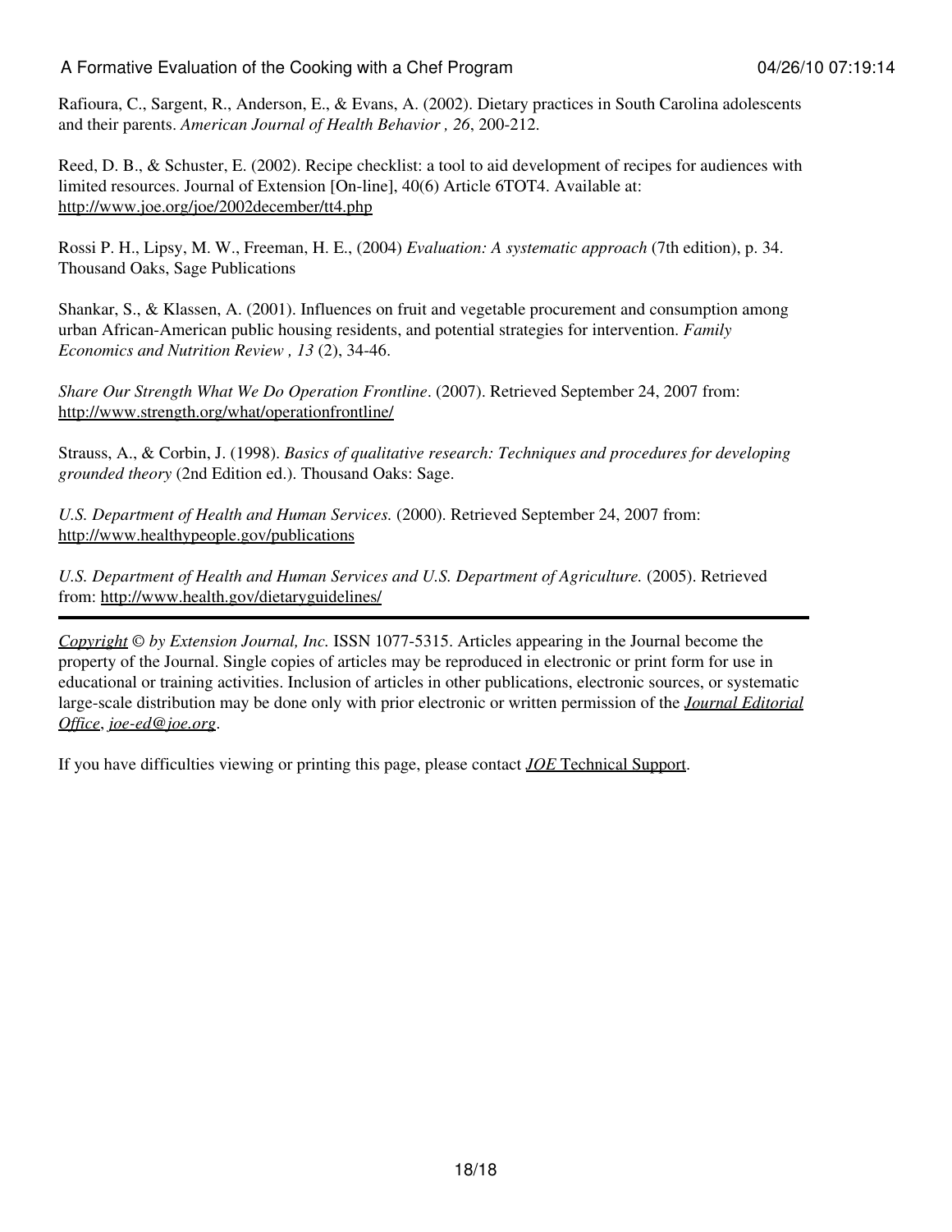Rafioura, C., Sargent, R., Anderson, E., & Evans, A. (2002). Dietary practices in South Carolina adolescents and their parents. *American Journal of Health Behavior , 26*, 200-212.

Reed, D. B., & Schuster, E. (2002). Recipe checklist: a tool to aid development of recipes for audiences with limited resources. Journal of Extension [On-line], 40(6) Article 6TOT4. Available at: http://www.joe.org/joe/2002december/tt4.php

Rossi P. H., Lipsy, M. W., Freeman, H. E., (2004) *Evaluation: A systematic approach* (7th edition), p. 34. Thousand Oaks, Sage Publications

Shankar, S., & Klassen, A. (2001). Influences on fruit and vegetable procurement and consumption among urban African-American public housing residents, and potential strategies for intervention. *Family Economics and Nutrition Review , 13* (2), 34-46.

*Share Our Strength What We Do Operation Frontline*. (2007). Retrieved September 24, 2007 from: http://www.strength.org/what/operationfrontline/

Strauss, A., & Corbin, J. (1998). *Basics of qualitative research: Techniques and procedures for developing grounded theory* (2nd Edition ed.). Thousand Oaks: Sage.

*U.S. Department of Health and Human Services.* (2000). Retrieved September 24, 2007 from: http://www.healthypeople.gov/publications

*U.S. Department of Health and Human Services and U.S. Department of Agriculture.* (2005). Retrieved from: http://www.health.gov/dietaryguidelines/

---

*Copyright © by Extension Journal, Inc.* ISSN 1077-5315. Articles appearing in the Journal become the property of the Journal. Single copies of articles may be reproduced in electronic or print form for use in educational or training activities. Inclusion of articles in other publications, electronic sources, or systematic large-scale distribution may be done only with prior electronic or written permission of the *Journal Editorial Office*, *joe-ed@joe.org*.

If you have difficulties viewing or printing this page, please contact *JOE* Technical Support.